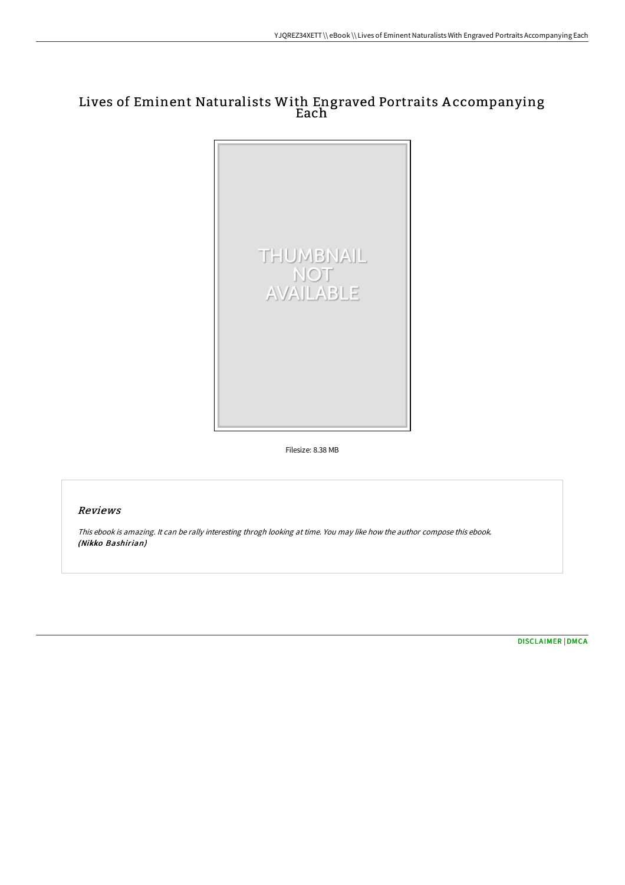# Lives of Eminent Naturalists With Engraved Portraits Accompanying Each

Filesize: 8.38 MB

## *Reviews*

*This ebook is amazing. It can be rally interesting throgh looking at time. You may like how the author compose this ebook.* ***(Nikko Bashirian)***

DISCLAIMER | DMCA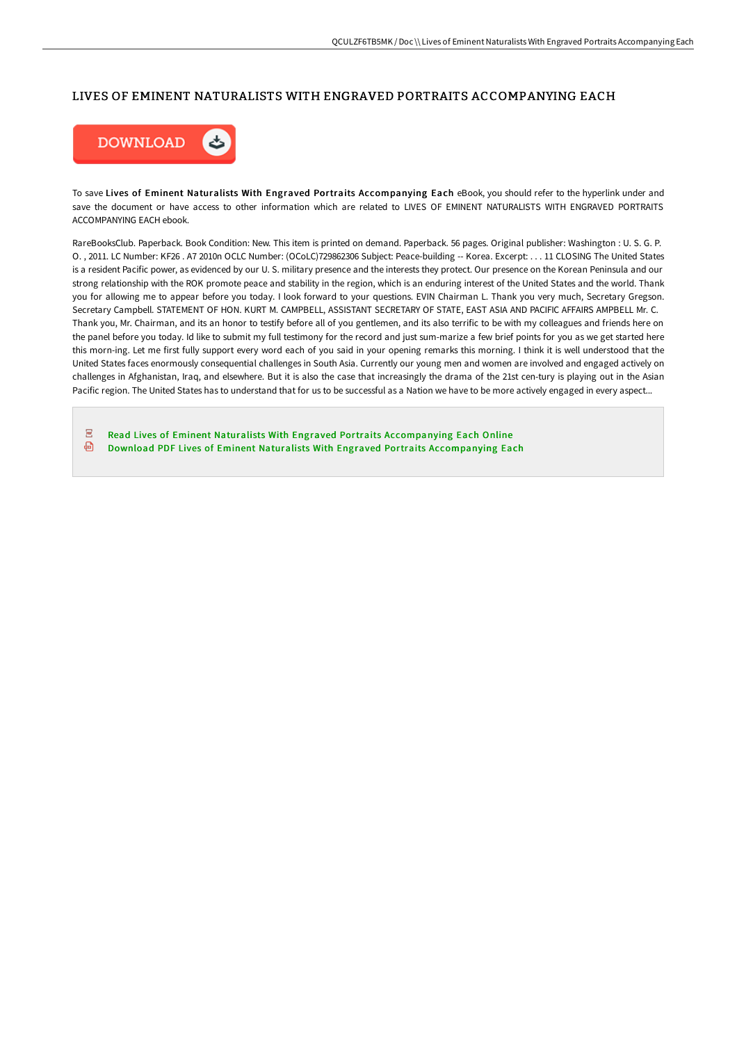# LIVES OF EMINENT NATURALISTS WITH ENGRAVED PORTRAITS ACCOMPANYING EACH

DOWNLOAD

To save **Lives of Eminent Naturalists With Engraved Portraits Accompanying Each** eBook, you should refer to the hyperlink under and save the document or have access to other information which are related to LIVES OF EMINENT NATURALISTS WITH ENGRAVED PORTRAITS ACCOMPANYING EACH ebook.

RareBooksClub. Paperback. Book Condition: New. This item is printed on demand. Paperback. 56 pages. Original publisher: Washington : U. S. G. P. O. , 2011. LC Number: KF26 . A7 2010n OCLC Number: (OCoLC)729862306 Subject: Peace-building -- Korea. Excerpt: . . . 11 CLOSING The United States is a resident Pacific power, as evidenced by our U. S. military presence and the interests they protect. Our presence on the Korean Peninsula and our strong relationship with the ROK promote peace and stability in the region, which is an enduring interest of the United States and the world. Thank you for allowing me to appear before you today. I look forward to your questions. EVIN Chairman L. Thank you very much, Secretary Gregson. Secretary Campbell. STATEMENT OF HON. KURT M. CAMPBELL, ASSISTANT SECRETARY OF STATE, EAST ASIA AND PACIFIC AFFAIRS AMPBELL Mr. C. Thank you, Mr. Chairman, and its an honor to testify before all of you gentlemen, and its also terrific to be with my colleagues and friends here on the panel before you today. Id like to submit my full testimony for the record and just sum-marize a few brief points for you as we get started here this morn-ing. Let me first fully support every word each of you said in your opening remarks this morning. I think it is well understood that the United States faces enormously consequential challenges in South Asia. Currently our young men and women are involved and engaged actively on challenges in Afghanistan, Iraq, and elsewhere. But it is also the case that increasingly the drama of the 21st cen-tury is playing out in the Asian Pacific region. The United States has to understand that for us to be successful as a Nation we have to be more actively engaged in every aspect...

- Read Lives of Eminent Naturalists With Engraved Portraits Accompanying Each Online
- Download PDF Lives of Eminent Naturalists With Engraved Portraits Accompanying Each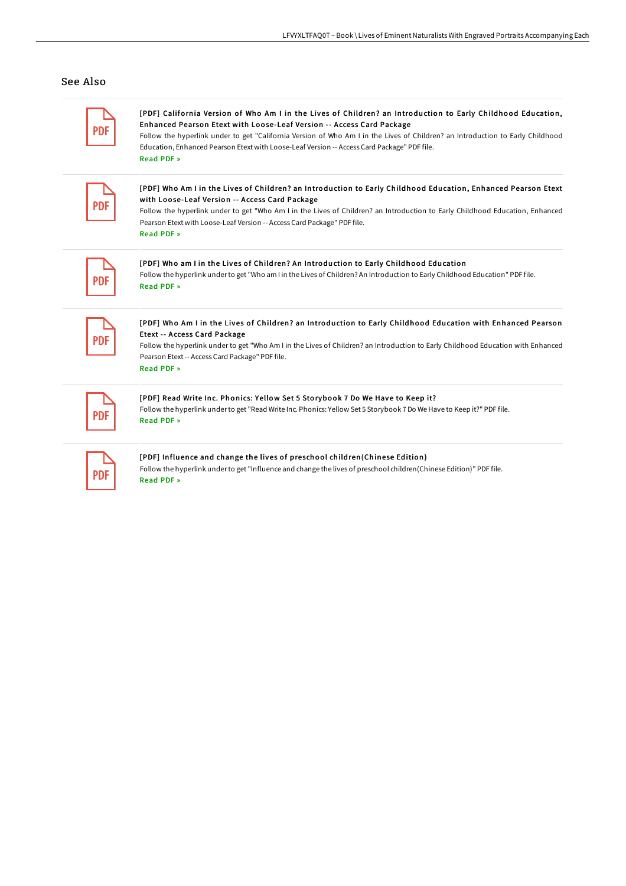## See Also

PDF

**[PDF] California Version of Who Am I in the Lives of Children? an Introduction to Early Childhood Education, Enhanced Pearson Etext with Loose-Leaf Version -- Access Card Package**

Follow the hyperlink under to get "California Version of Who Am I in the Lives of Children? an Introduction to Early Childhood Education, Enhanced Pearson Etext with Loose-Leaf Version -- Access Card Package" PDF file.

Read PDF »

PDF

**[PDF] Who Am I in the Lives of Children? an Introduction to Early Childhood Education, Enhanced Pearson Etext with Loose-Leaf Version -- Access Card Package**

Follow the hyperlink under to get "Who Am I in the Lives of Children? an Introduction to Early Childhood Education, Enhanced Pearson Etext with Loose-Leaf Version -- Access Card Package" PDF file.

Read PDF »

PDF

**[PDF] Who am I in the Lives of Children? An Introduction to Early Childhood Education**

Follow the hyperlink under to get "Who am I in the Lives of Children? An Introduction to Early Childhood Education" PDF file.

Read PDF »

PDF

**[PDF] Who Am I in the Lives of Children? an Introduction to Early Childhood Education with Enhanced Pearson Etext -- Access Card Package**

Follow the hyperlink under to get "Who Am I in the Lives of Children? an Introduction to Early Childhood Education with Enhanced Pearson Etext -- Access Card Package" PDF file.

Read PDF »

PDF

**[PDF] Read Write Inc. Phonics: Yellow Set 5 Storybook 7 Do We Have to Keep it?**

Follow the hyperlink under to get "Read Write Inc. Phonics: Yellow Set 5 Storybook 7 Do We Have to Keep it?" PDF file.

Read PDF »

PDF

**[PDF] Influence and change the lives of preschool children(Chinese Edition)**

Follow the hyperlink under to get "Influence and change the lives of preschool children(Chinese Edition)" PDF file.

Read PDF »